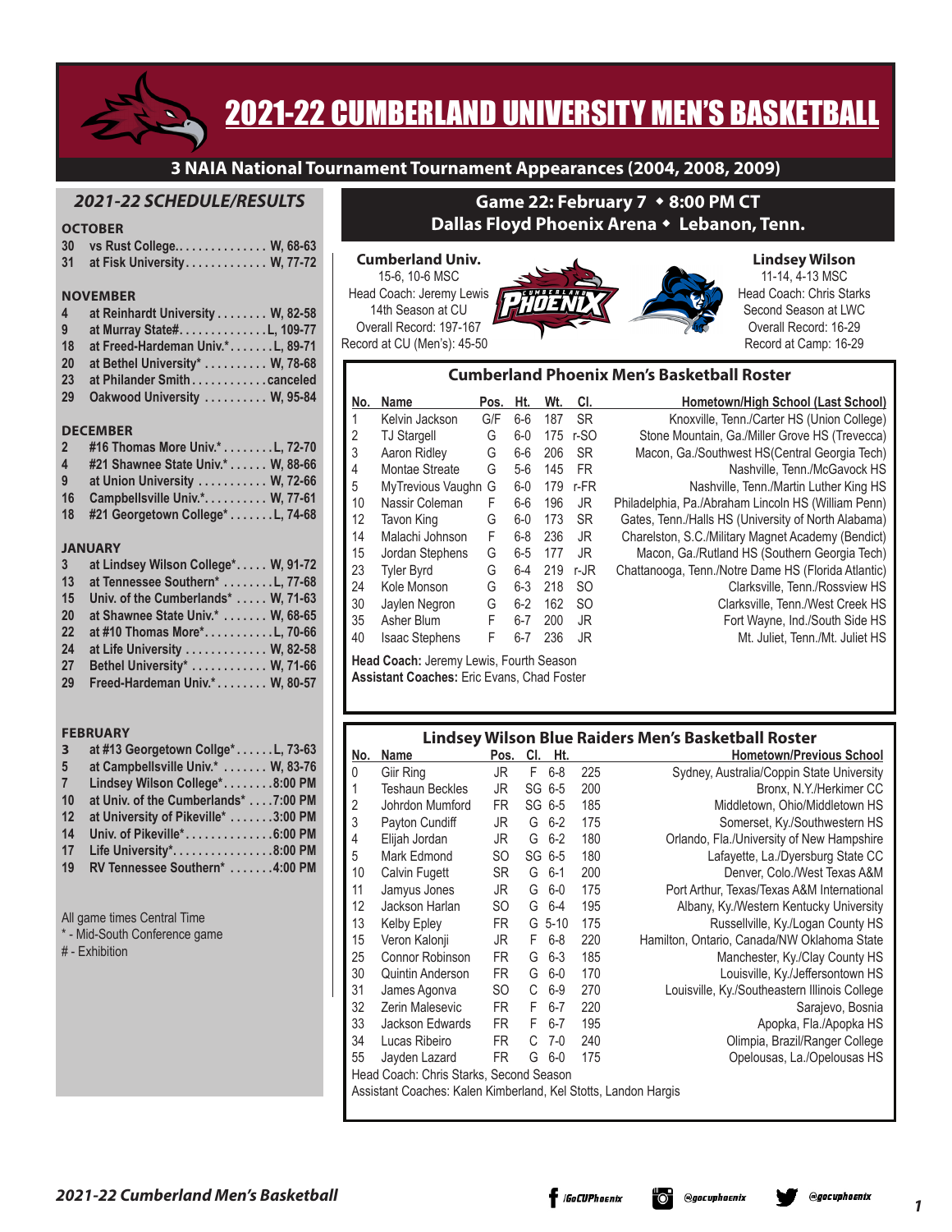# 2021-22 CUMBERLAND UNIVERSITY MEN'S BASKETBALL

**3 NAIA National Tournament Tournament Appearances (2004, 2008, 2009)**

## 2021-22 SCHEDULE/RESULTS

### OCTOBER

| | | |
|---|---|---|
| 30 | vs Rust College. | W, 68-63 |
| 31 | at Fisk University | W, 77-72 |

### NOVEMBER

| | | |
|---|---|---|
| 4 | at Reinhardt University | W, 82-58 |
| 9 | at Murray State# | L, 109-77 |
| 18 | at Freed-Hardeman Univ.* | L, 89-71 |
| 20 | at Bethel University* | W, 78-68 |
| 23 | at Philander Smith | canceled |
| 29 | Oakwood University | W, 95-84 |

### DECEMBER

| | | |
|---|---|---|
| 2 | #16 Thomas More Univ.* | L, 72-70 |
| 4 | #21 Shawnee State Univ.* | W, 88-66 |
| 9 | at Union University | W, 72-66 |
| 16 | Campbellsville Univ.* | W, 77-61 |
| 18 | #21 Georgetown College* | L, 74-68 |

### JANUARY

| | | |
|---|---|---|
| 3 | at Lindsey Wilson College* | W, 91-72 |
| 13 | at Tennessee Southern* | L, 77-68 |
| 15 | Univ. of the Cumberlands* | W, 71-63 |
| 20 | at Shawnee State Univ.* | W, 68-65 |
| 22 | at #10 Thomas More* | L, 70-66 |
| 24 | at Life University | W, 82-58 |
| 27 | Bethel University* | W, 71-66 |
| 29 | Freed-Hardeman Univ.* | W, 80-57 |

### FEBRUARY

| | | |
|---|---|---|
| 3 | at #13 Georgetown Collge* | L, 73-63 |
| 5 | at Campbellsville Univ.* | W, 83-76 |
| 7 | Lindsey Wilson College* | 8:00 PM |
| 10 | at Univ. of the Cumberlands* | 7:00 PM |
| 12 | at University of Pikeville* | 3:00 PM |
| 14 | Univ. of Pikeville* | 6:00 PM |
| 17 | Life University* | 8:00 PM |
| 19 | RV Tennessee Southern* | 4:00 PM |

All game times Central Time
* - Mid-South Conference game
# - Exhibition

## Game 22: February 7 ◆ 8:00 PM CT
## Dallas Floyd Phoenix Arena ◆ Lebanon, Tenn.

**Cumberland Univ.**
15-6, 10-6 MSC
Head Coach: Jeremy Lewis
14th Season at CU
Overall Record: 197-167
Record at CU (Men's): 45-50

**Lindsey Wilson**
11-14, 4-13 MSC
Head Coach: Chris Starks
Second Season at LWC
Overall Record: 16-29
Record at Camp: 16-29

### Cumberland Phoenix Men's Basketball Roster

| No. | Name | Pos. | Ht. | Wt. | Cl. | Hometown/High School (Last School) |
|---|---|---|---|---|---|---|
| 1 | Kelvin Jackson | G/F | 6-6 | 187 | SR | Knoxville, Tenn./Carter HS (Union College) |
| 2 | TJ Stargell | G | 6-0 | 175 | r-SO | Stone Mountain, Ga./Miller Grove HS (Trevecca) |
| 3 | Aaron Ridley | G | 6-6 | 206 | SR | Macon, Ga./Southwest HS(Central Georgia Tech) |
| 4 | Montae Streate | G | 5-6 | 145 | FR | Nashville, Tenn./McGavock HS |
| 5 | MyTrevious Vaughn | G | 6-0 | 179 | r-FR | Nashville, Tenn./Martin Luther King HS |
| 10 | Nassir Coleman | F | 6-6 | 196 | JR | Philadelphia, Pa./Abraham Lincoln HS (William Penn) |
| 12 | Tavon King | G | 6-0 | 173 | SR | Gates, Tenn./Halls HS (University of North Alabama) |
| 14 | Malachi Johnson | F | 6-8 | 236 | JR | Charelston, S.C./Military Magnet Academy (Bendict) |
| 15 | Jordan Stephens | G | 6-5 | 177 | JR | Macon, Ga./Rutland HS (Southern Georgia Tech) |
| 23 | Tyler Byrd | G | 6-4 | 219 | r-JR | Chattanooga, Tenn./Notre Dame HS (Florida Atlantic) |
| 24 | Kole Monson | G | 6-3 | 218 | SO | Clarksville, Tenn./Rossview HS |
| 30 | Jaylen Negron | G | 6-2 | 162 | SO | Clarksville, Tenn./West Creek HS |
| 35 | Asher Blum | F | 6-7 | 200 | JR | Fort Wayne, Ind./South Side HS |
| 40 | Isaac Stephens | F | 6-7 | 236 | JR | Mt. Juliet, Tenn./Mt. Juliet HS |

**Head Coach:** Jeremy Lewis, Fourth Season
**Assistant Coaches:** Eric Evans, Chad Foster

### Lindsey Wilson Blue Raiders Men's Basketball Roster

| No. | Name | Pos. | Cl. | Ht. | | Hometown/Previous School |
|---|---|---|---|---|---|---|
| 0 | Giir Ring | JR | F | 6-8 | 225 | Sydney, Australia/Coppin State University |
| 1 | Teshaun Beckles | JR | SG | 6-5 | 200 | Bronx, N.Y./Herkimer CC |
| 2 | Johrdon Mumford | FR | SG | 6-5 | 185 | Middletown, Ohio/Middletown HS |
| 3 | Payton Cundiff | JR | G | 6-2 | 175 | Somerset, Ky./Southwestern HS |
| 4 | Elijah Jordan | JR | G | 6-2 | 180 | Orlando, Fla./University of New Hampshire |
| 5 | Mark Edmond | SO | SG | 6-5 | 180 | Lafayette, La./Dyersburg State CC |
| 10 | Calvin Fugett | SR | G | 6-1 | 200 | Denver, Colo./West Texas A&M |
| 11 | Jamyus Jones | JR | G | 6-0 | 175 | Port Arthur, Texas/Texas A&M International |
| 12 | Jackson Harlan | SO | G | 6-4 | 195 | Albany, Ky./Western Kentucky University |
| 13 | Kelby Epley | FR | G | 5-10 | 175 | Russellville, Ky./Logan County HS |
| 15 | Veron Kalonji | JR | F | 6-8 | 220 | Hamilton, Ontario, Canada/NW Oklahoma State |
| 25 | Connor Robinson | FR | G | 6-3 | 185 | Manchester, Ky./Clay County HS |
| 30 | Quintin Anderson | FR | G | 6-0 | 170 | Louisville, Ky./Jeffersontown HS |
| 31 | James Agonva | SO | C | 6-9 | 270 | Louisville, Ky./Southeastern Illinois College |
| 32 | Zerin Malesevic | FR | F | 6-7 | 220 | Sarajevo, Bosnia |
| 33 | Jackson Edwards | FR | F | 6-7 | 195 | Apopka, Fla./Apopka HS |
| 34 | Lucas Ribeiro | FR | C | 7-0 | 240 | Olimpia, Brazil/Ranger College |
| 55 | Jayden Lazard | FR | G | 6-0 | 175 | Opelousas, La./Opelousas HS |

Head Coach: Chris Starks, Second Season
Assistant Coaches: Kalen Kimberland, Kel Stotts, Landon Hargis

/GoCUPhoenix @gocuphoenix @gocuphoenix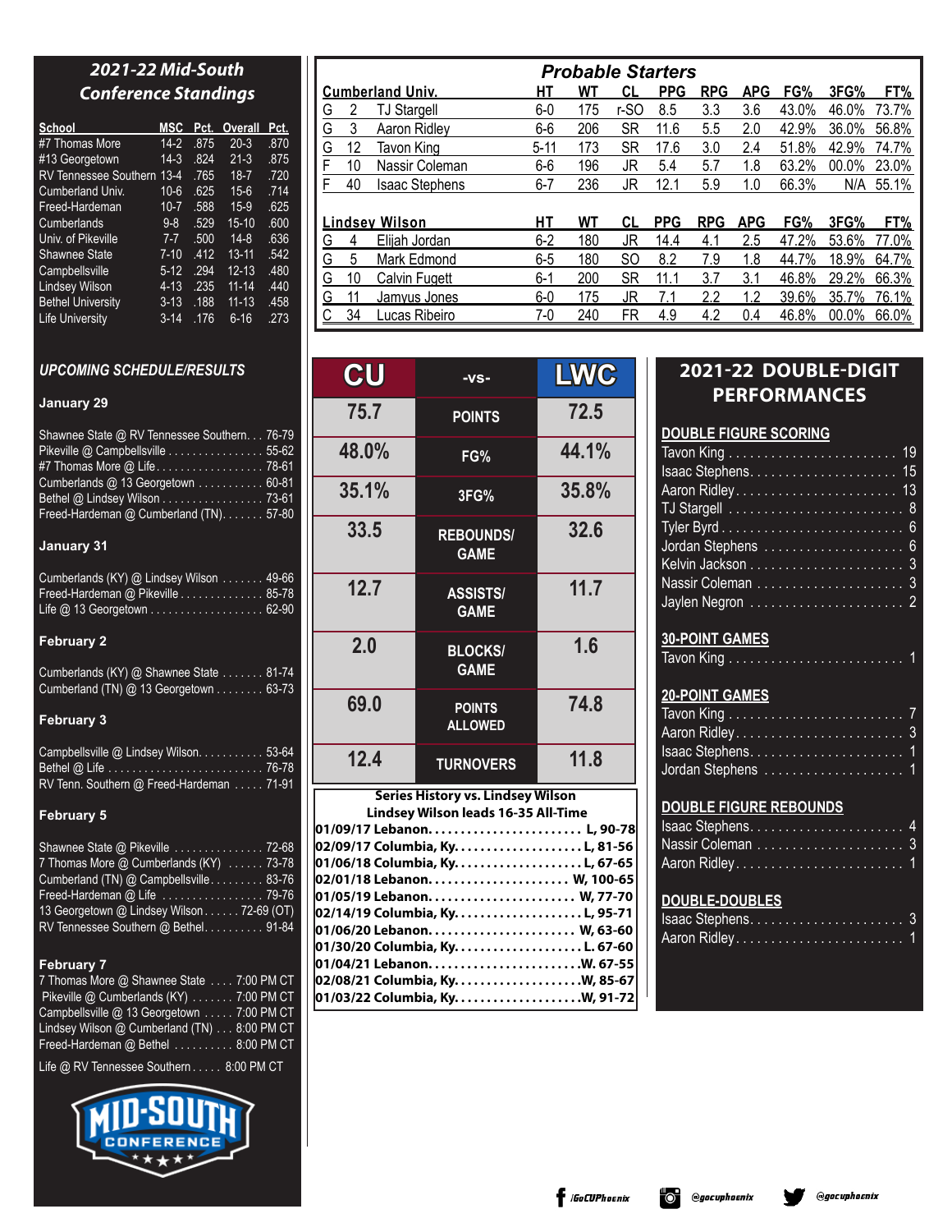## 2021-22 Mid-South Conference Standings

| School | MSC | Pct. | Overall | Pct. |
|---|---|---|---|---|
| #7 Thomas More | 14-2 | .875 | 20-3 | .870 |
| #13 Georgetown | 14-3 | .824 | 21-3 | .875 |
| RV Tennessee Southern | 13-4 | .765 | 18-7 | .720 |
| Cumberland Univ. | 10-6 | .625 | 15-6 | .714 |
| Freed-Hardeman | 10-7 | .588 | 15-9 | .625 |
| Cumberlands | 9-8 | .529 | 15-10 | .600 |
| Univ. of Pikeville | 7-7 | .500 | 14-8 | .636 |
| Shawnee State | 7-10 | .412 | 13-11 | .542 |
| Campbellsville | 5-12 | .294 | 12-13 | .480 |
| Lindsey Wilson | 4-13 | .235 | 11-14 | .440 |
| Bethel University | 3-13 | .188 | 11-13 | .458 |
| Life University | 3-14 | .176 | 6-16 | .273 |

## UPCOMING SCHEDULE/RESULTS

### January 29

Shawnee State @ RV Tennessee Southern. . . 76-79
Pikeville @ Campbellsville . . . . . . . . . . . . . . . 55-62
#7 Thomas More @ Life . . . . . . . . . . . . . . . . . 78-61
Cumberlands @ 13 Georgetown . . . . . . . . . . . 60-81
Bethel @ Lindsey Wilson . . . . . . . . . . . . . . . . 73-61
Freed-Hardeman @ Cumberland (TN). . . . . . . 57-80

### January 31

Cumberlands (KY) @ Lindsey Wilson . . . . . . . 49-66
Freed-Hardeman @ Pikeville . . . . . . . . . . . . . 85-78
Life @ 13 Georgetown . . . . . . . . . . . . . . . . . . 62-90

### February 2

Cumberlands (KY) @ Shawnee State . . . . . . . 81-74
Cumberland (TN) @ 13 Georgetown . . . . . . . . 63-73

### February 3

Campbellsville @ Lindsey Wilson. . . . . . . . . . . 53-64
Bethel @ Life . . . . . . . . . . . . . . . . . . . . . . . . . 76-78
RV Tenn. Southern @ Freed-Hardeman . . . . . 71-91

### February 5

Shawnee State @ Pikeville . . . . . . . . . . . . . . 72-68
7 Thomas More @ Cumberlands (KY) . . . . . . 73-78
Cumberland (TN) @ Campbellsville. . . . . . . . . 83-76
Freed-Hardeman @ Life . . . . . . . . . . . . . . . . 79-76
13 Georgetown @ Lindsey Wilson . . . . . . 72-69 (OT)
RV Tennessee Southern @ Bethel. . . . . . . . . . 91-84

### February 7

7 Thomas More @ Shawnee State . . . . 7:00 PM CT
Pikeville @ Cumberlands (KY) . . . . . . . 7:00 PM CT
Campbellsville @ 13 Georgetown . . . . . 7:00 PM CT
Lindsey Wilson @ Cumberland (TN) . . . 8:00 PM CT
Freed-Hardeman @ Bethel . . . . . . . . . . 8:00 PM CT

Life @ RV Tennessee Southern . . . . . 8:00 PM CT

## Probable Starters

| Cumberland Univ. | | | HT | WT | CL | PPG | RPG | APG | FG% | 3FG% | FT% |
|---|---|---|---|---|---|---|---|---|---|---|---|
| G | 2 | TJ Stargell | 6-0 | 175 | r-SO | 8.5 | 3.3 | 3.6 | 43.0% | 46.0% | 73.7% |
| G | 3 | Aaron Ridley | 6-6 | 206 | SR | 11.6 | 5.5 | 2.0 | 42.9% | 36.0% | 56.8% |
| G | 12 | Tavon King | 5-11 | 173 | SR | 17.6 | 3.0 | 2.4 | 51.8% | 42.9% | 74.7% |
| F | 10 | Nassir Coleman | 6-6 | 196 | JR | 5.4 | 5.7 | 1.8 | 63.2% | 00.0% | 23.0% |
| F | 40 | Isaac Stephens | 6-7 | 236 | JR | 12.1 | 5.9 | 1.0 | 66.3% | N/A | 55.1% |

| Lindsey Wilson | | | HT | WT | CL | PPG | RPG | APG | FG% | 3FG% | FT% |
|---|---|---|---|---|---|---|---|---|---|---|---|
| G | 4 | Elijah Jordan | 6-2 | 180 | JR | 14.4 | 4.1 | 2.5 | 47.2% | 53.6% | 77.0% |
| G | 5 | Mark Edmond | 6-5 | 180 | SO | 8.2 | 7.9 | 1.8 | 44.7% | 18.9% | 64.7% |
| G | 10 | Calvin Fugett | 6-1 | 200 | SR | 11.1 | 3.7 | 3.1 | 46.8% | 29.2% | 66.3% |
| G | 11 | Jamyus Jones | 6-0 | 175 | JR | 7.1 | 2.2 | 1.2 | 39.6% | 35.7% | 76.1% |
| C | 34 | Lucas Ribeiro | 7-0 | 240 | FR | 4.9 | 4.2 | 0.4 | 46.8% | 00.0% | 66.0% |

| CU | -vs- | LWC |
|---|---|---|
| 75.7 | POINTS | 72.5 |
| 48.0% | FG% | 44.1% |
| 35.1% | 3FG% | 35.8% |
| 33.5 | REBOUNDS/GAME | 32.6 |
| 12.7 | ASSISTS/GAME | 11.7 |
| 2.0 | BLOCKS/GAME | 1.6 |
| 69.0 | POINTS ALLOWED | 74.8 |
| 12.4 | TURNOVERS | 11.8 |

**Series History vs. Lindsey Wilson**
**Lindsey Wilson leads 16-35 All-Time**

**01/09/17 Lebanon. . . . . . . . . . . . . . . . . . . . . . . L, 90-78**
**02/09/17 Columbia, Ky. . . . . . . . . . . . . . . . . . . L, 81-56**
**01/06/18 Columbia, Ky. . . . . . . . . . . . . . . . . . . L, 67-65**
**02/01/18 Lebanon. . . . . . . . . . . . . . . . . . . . . W, 100-65**
**01/05/19 Lebanon. . . . . . . . . . . . . . . . . . . . . . W, 77-70**
**02/14/19 Columbia, Ky. . . . . . . . . . . . . . . . . . . L, 95-71**
**01/06/20 Lebanon. . . . . . . . . . . . . . . . . . . . . . W, 63-60**
**01/30/20 Columbia, Ky. . . . . . . . . . . . . . . . . . . L. 67-60**
**01/04/21 Lebanon. . . . . . . . . . . . . . . . . . . . . . W. 67-55**
**02/08/21 Columbia, Ky. . . . . . . . . . . . . . . . . . . W, 85-67**
**01/03/22 Columbia, Ky. . . . . . . . . . . . . . . . . . . W, 91-72**

## 2021-22 DOUBLE-DIGIT PERFORMANCES

### DOUBLE FIGURE SCORING

Tavon King . . . . . . . . . . . . . . . . . . . . . . . . 19
Isaac Stephens. . . . . . . . . . . . . . . . . . . . . 15
Aaron Ridley. . . . . . . . . . . . . . . . . . . . . . . 13
TJ Stargell . . . . . . . . . . . . . . . . . . . . . . . . 8
Tyler Byrd . . . . . . . . . . . . . . . . . . . . . . . . . 6
Jordan Stephens . . . . . . . . . . . . . . . . . . . . 6
Kelvin Jackson . . . . . . . . . . . . . . . . . . . . . 3
Nassir Coleman . . . . . . . . . . . . . . . . . . . . . 3
Jaylen Negron . . . . . . . . . . . . . . . . . . . . . . 2

### 30-POINT GAMES

Tavon King . . . . . . . . . . . . . . . . . . . . . . . . 1

### 20-POINT GAMES

Tavon King . . . . . . . . . . . . . . . . . . . . . . . . 7
Aaron Ridley. . . . . . . . . . . . . . . . . . . . . . . 3
Isaac Stephens. . . . . . . . . . . . . . . . . . . . . 1
Jordan Stephens . . . . . . . . . . . . . . . . . . . . 1

### DOUBLE FIGURE REBOUNDS

Isaac Stephens. . . . . . . . . . . . . . . . . . . . . 4
Nassir Coleman . . . . . . . . . . . . . . . . . . . . . 3
Aaron Ridley. . . . . . . . . . . . . . . . . . . . . . . 1

### DOUBLE-DOUBLES

Isaac Stephens. . . . . . . . . . . . . . . . . . . . . 3
Aaron Ridley. . . . . . . . . . . . . . . . . . . . . . . 1

/GoCUPhoenix @gocuphoenix @gocuphoenix